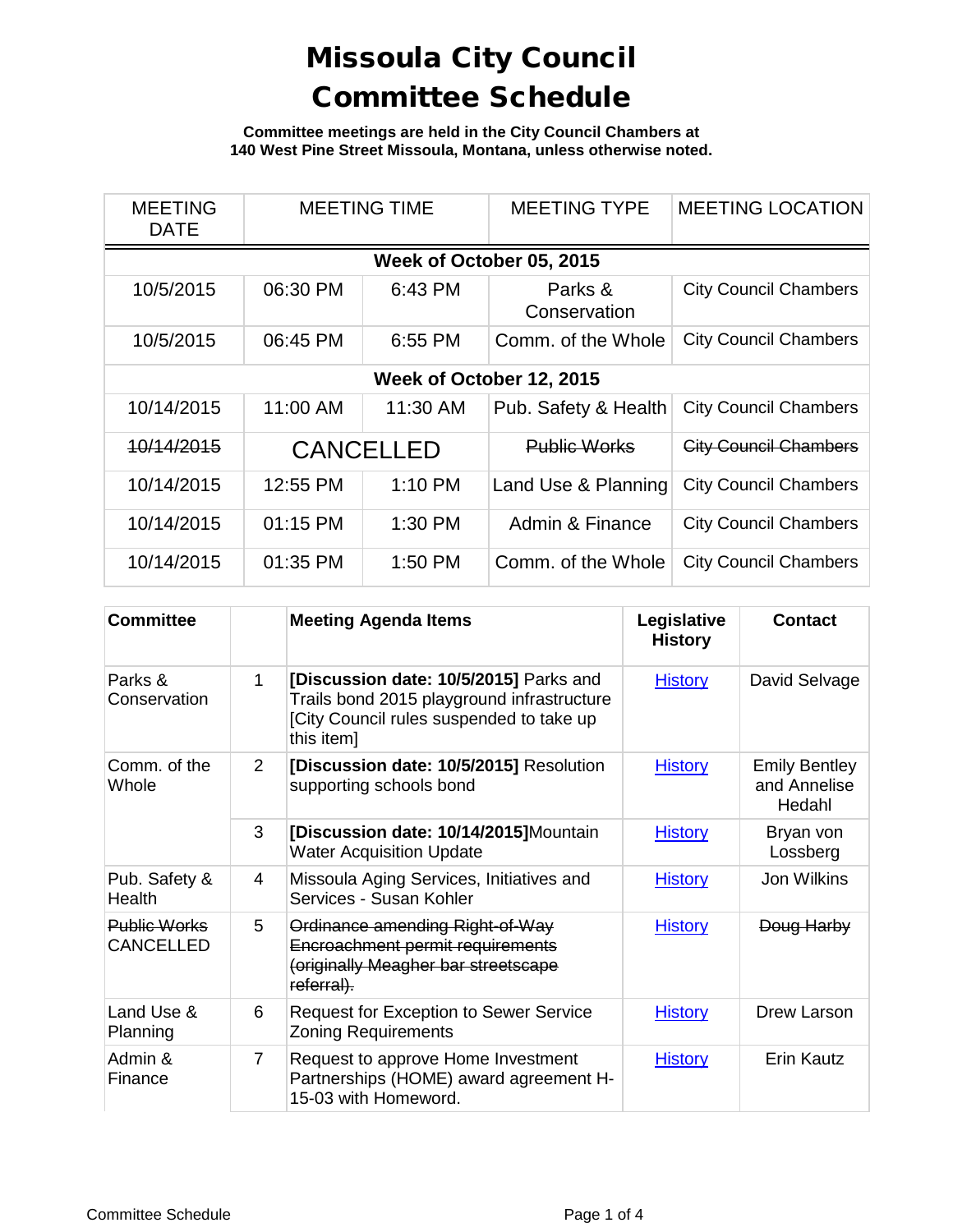# Missoula City Council Committee Schedule

**Committee meetings are held in the City Council Chambers at 140 West Pine Street Missoula, Montana, unless otherwise noted.**

| MEETING DATE | MEETING TIME | | MEETING TYPE | MEETING LOCATION |
|---|---|---|---|---|
| **Week of October 05, 2015** | | | | |
| 10/5/2015 | 06:30 PM | 6:43 PM | Parks & Conservation | City Council Chambers |
| 10/5/2015 | 06:45 PM | 6:55 PM | Comm. of the Whole | City Council Chambers |
| **Week of October 12, 2015** | | | | |
| 10/14/2015 | 11:00 AM | 11:30 AM | Pub. Safety & Health | City Council Chambers |
| ~~10/14/2015~~ | CANCELLED | | ~~Public Works~~ | ~~City Council Chambers~~ |
| 10/14/2015 | 12:55 PM | 1:10 PM | Land Use & Planning | City Council Chambers |
| 10/14/2015 | 01:15 PM | 1:30 PM | Admin & Finance | City Council Chambers |
| 10/14/2015 | 01:35 PM | 1:50 PM | Comm. of the Whole | City Council Chambers |

| Committee | | Meeting Agenda Items | Legislative History | Contact |
|---|---|---|---|---|
| Parks & Conservation | 1 | **[Discussion date: 10/5/2015]** Parks and Trails bond 2015 playground infrastructure [City Council rules suspended to take up this item] | History | David Selvage |
| Comm. of the Whole | 2 | **[Discussion date: 10/5/2015]** Resolution supporting schools bond | History | Emily Bentley and Annelise Hedahl |
| | 3 | **[Discussion date: 10/14/2015]**Mountain Water Acquisition Update | History | Bryan von Lossberg |
| Pub. Safety & Health | 4 | Missoula Aging Services, Initiatives and Services - Susan Kohler | History | Jon Wilkins |
| ~~Public Works~~ CANCELLED | 5 | ~~Ordinance amending Right-of-Way Encroachment permit requirements (originally Meagher bar streetscape referral).~~ | History | ~~Doug Harby~~ |
| Land Use & Planning | 6 | Request for Exception to Sewer Service Zoning Requirements | History | Drew Larson |
| Admin & Finance | 7 | Request to approve Home Investment Partnerships (HOME) award agreement H-15-03 with Homeword. | History | Erin Kautz |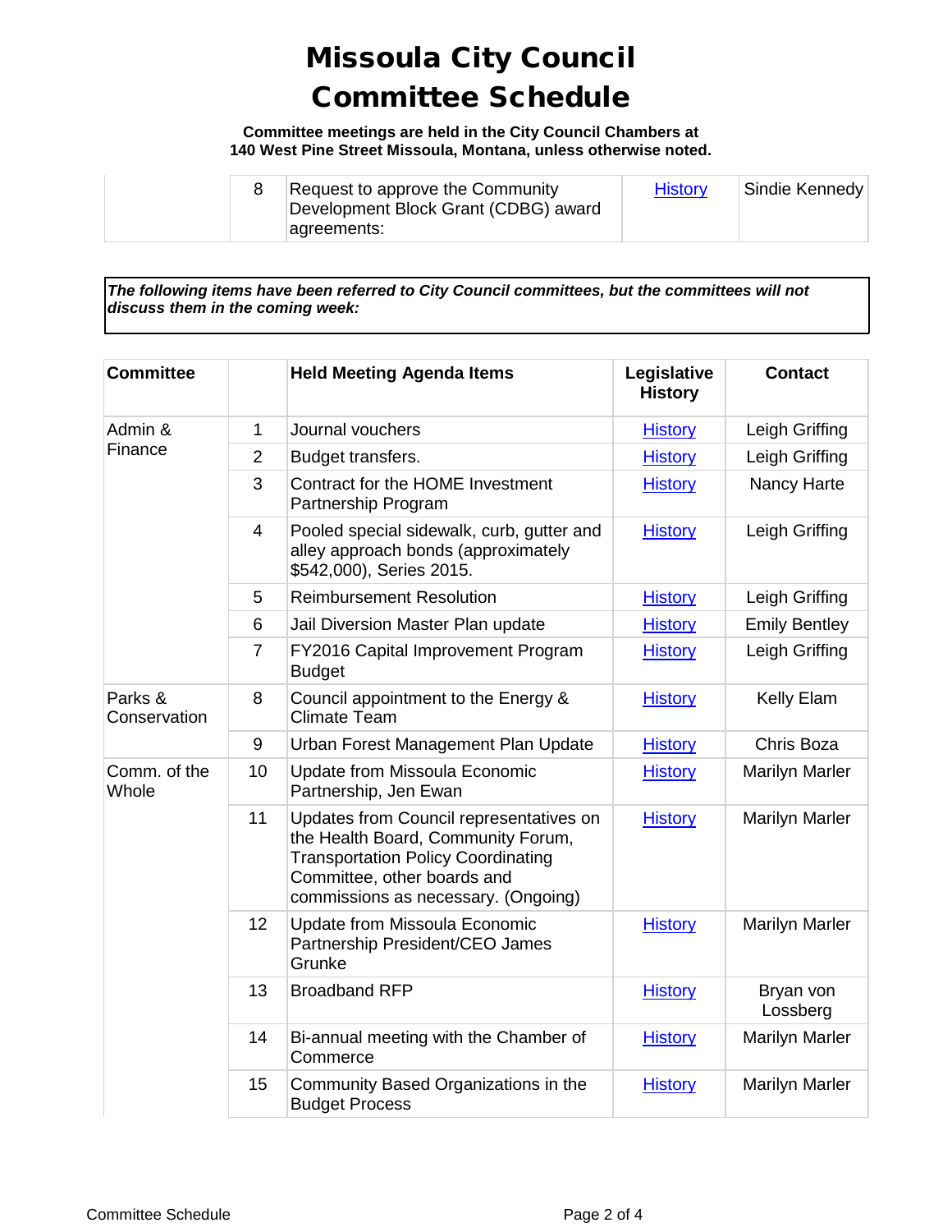# Missoula City Council Committee Schedule

**Committee meetings are held in the City Council Chambers at 140 West Pine Street Missoula, Montana, unless otherwise noted.**

| | | | | |
|---|---|---|---|---|
| | 8 | Request to approve the Community Development Block Grant (CDBG) award agreements: | History | Sindie Kennedy |

***The following items have been referred to City Council committees, but the committees will not discuss them in the coming week:***

| Committee | | Held Meeting Agenda Items | Legislative History | Contact |
|---|---|---|---|---|
| Admin & Finance | 1 | Journal vouchers | History | Leigh Griffing |
| | 2 | Budget transfers. | History | Leigh Griffing |
| | 3 | Contract for the HOME Investment Partnership Program | History | Nancy Harte |
| | 4 | Pooled special sidewalk, curb, gutter and alley approach bonds (approximately $542,000), Series 2015. | History | Leigh Griffing |
| | 5 | Reimbursement Resolution | History | Leigh Griffing |
| | 6 | Jail Diversion Master Plan update | History | Emily Bentley |
| | 7 | FY2016 Capital Improvement Program Budget | History | Leigh Griffing |
| Parks & Conservation | 8 | Council appointment to the Energy & Climate Team | History | Kelly Elam |
| | 9 | Urban Forest Management Plan Update | History | Chris Boza |
| Comm. of the Whole | 10 | Update from Missoula Economic Partnership, Jen Ewan | History | Marilyn Marler |
| | 11 | Updates from Council representatives on the Health Board, Community Forum, Transportation Policy Coordinating Committee, other boards and commissions as necessary. (Ongoing) | History | Marilyn Marler |
| | 12 | Update from Missoula Economic Partnership President/CEO James Grunke | History | Marilyn Marler |
| | 13 | Broadband RFP | History | Bryan von Lossberg |
| | 14 | Bi-annual meeting with the Chamber of Commerce | History | Marilyn Marler |
| | 15 | Community Based Organizations in the Budget Process | History | Marilyn Marler |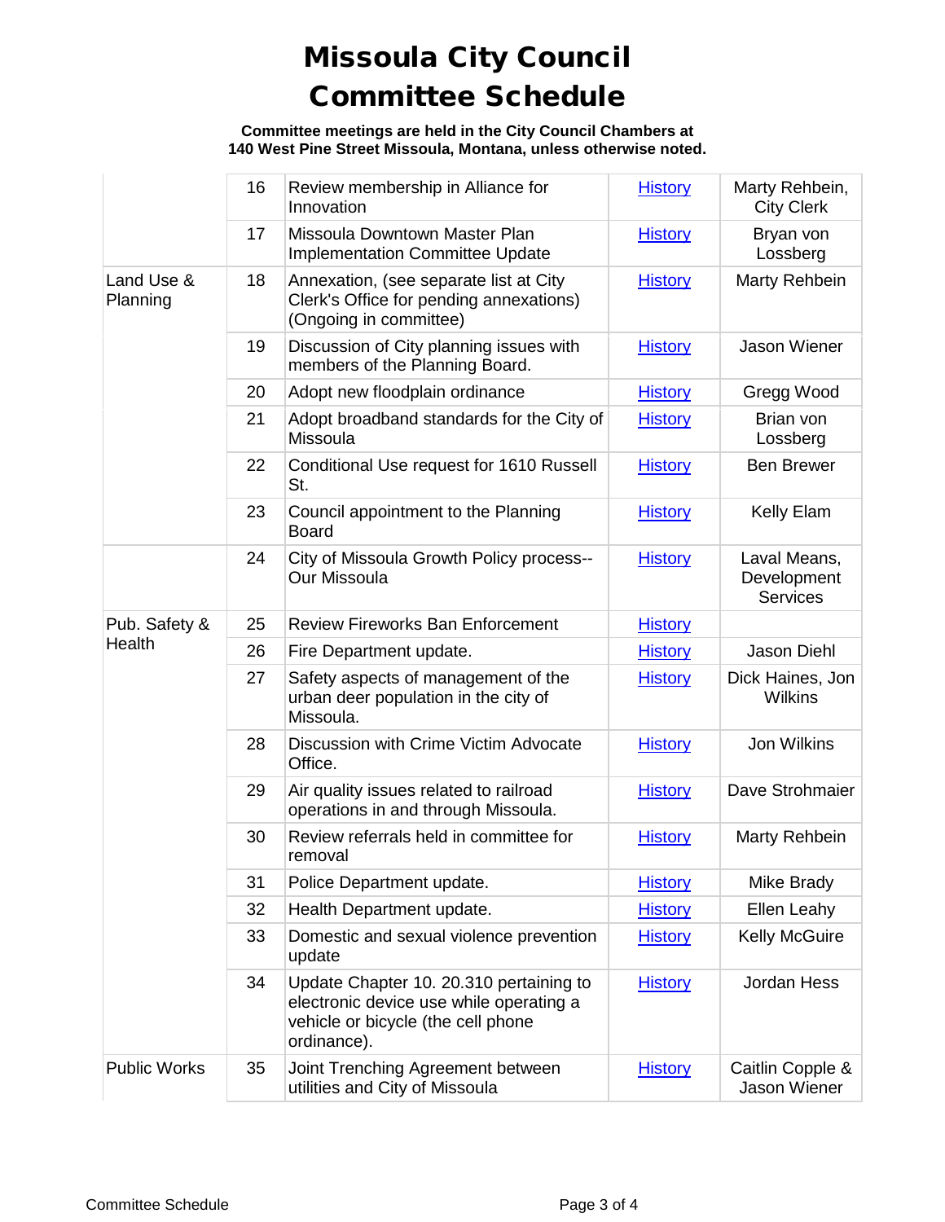# Missoula City Council
# Committee Schedule

**Committee meetings are held in the City Council Chambers at 140 West Pine Street Missoula, Montana, unless otherwise noted.**

| | | | | |
|---|---|---|---|---|
| | 16 | Review membership in Alliance for Innovation | History | Marty Rehbein, City Clerk |
| | 17 | Missoula Downtown Master Plan Implementation Committee Update | History | Bryan von Lossberg |
| Land Use & Planning | 18 | Annexation, (see separate list at City Clerk's Office for pending annexations) (Ongoing in committee) | History | Marty Rehbein |
| | 19 | Discussion of City planning issues with members of the Planning Board. | History | Jason Wiener |
| | 20 | Adopt new floodplain ordinance | History | Gregg Wood |
| | 21 | Adopt broadband standards for the City of Missoula | History | Brian von Lossberg |
| | 22 | Conditional Use request for 1610 Russell St. | History | Ben Brewer |
| | 23 | Council appointment to the Planning Board | History | Kelly Elam |
| | 24 | City of Missoula Growth Policy process--Our Missoula | History | Laval Means, Development Services |
| Pub. Safety & Health | 25 | Review Fireworks Ban Enforcement | History | |
| | 26 | Fire Department update. | History | Jason Diehl |
| | 27 | Safety aspects of management of the urban deer population in the city of Missoula. | History | Dick Haines, Jon Wilkins |
| | 28 | Discussion with Crime Victim Advocate Office. | History | Jon Wilkins |
| | 29 | Air quality issues related to railroad operations in and through Missoula. | History | Dave Strohmaier |
| | 30 | Review referrals held in committee for removal | History | Marty Rehbein |
| | 31 | Police Department update. | History | Mike Brady |
| | 32 | Health Department update. | History | Ellen Leahy |
| | 33 | Domestic and sexual violence prevention update | History | Kelly McGuire |
| | 34 | Update Chapter 10. 20.310 pertaining to electronic device use while operating a vehicle or bicycle (the cell phone ordinance). | History | Jordan Hess |
| Public Works | 35 | Joint Trenching Agreement between utilities and City of Missoula | History | Caitlin Copple & Jason Wiener |

Committee Schedule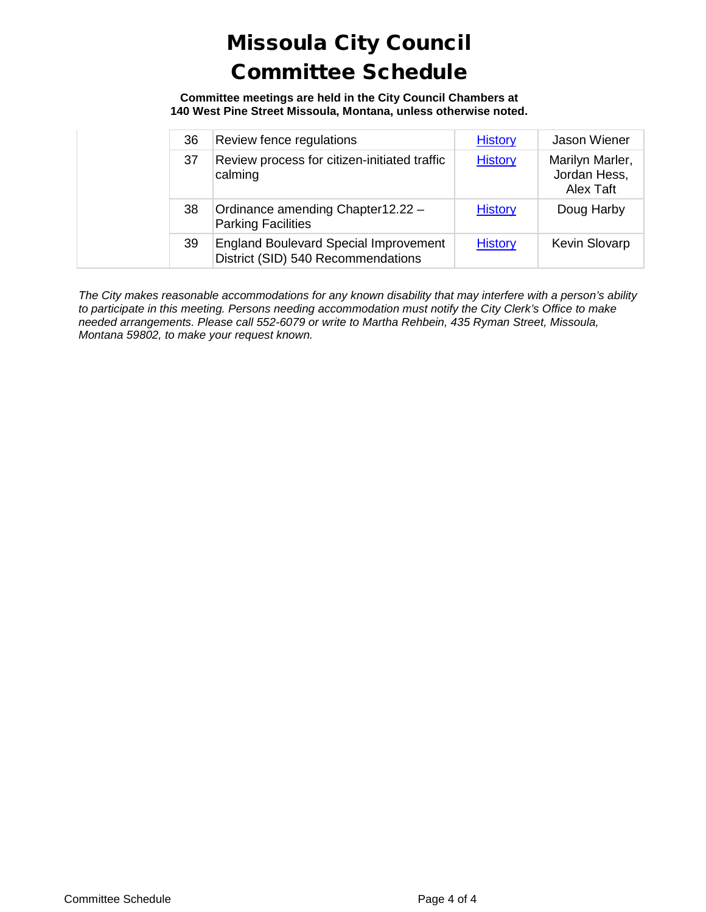# Missoula City Council Committee Schedule

**Committee meetings are held in the City Council Chambers at 140 West Pine Street Missoula, Montana, unless otherwise noted.**

| | | | | |
|---|---|---|---|---|
| | 36 | Review fence regulations | History | Jason Wiener |
| | 37 | Review process for citizen-initiated traffic calming | History | Marilyn Marler, Jordan Hess, Alex Taft |
| | 38 | Ordinance amending Chapter12.22 – Parking Facilities | History | Doug Harby |
| | 39 | England Boulevard Special Improvement District (SID) 540 Recommendations | History | Kevin Slovarp |

*The City makes reasonable accommodations for any known disability that may interfere with a person's ability to participate in this meeting. Persons needing accommodation must notify the City Clerk's Office to make needed arrangements. Please call 552-6079 or write to Martha Rehbein, 435 Ryman Street, Missoula, Montana 59802, to make your request known.*